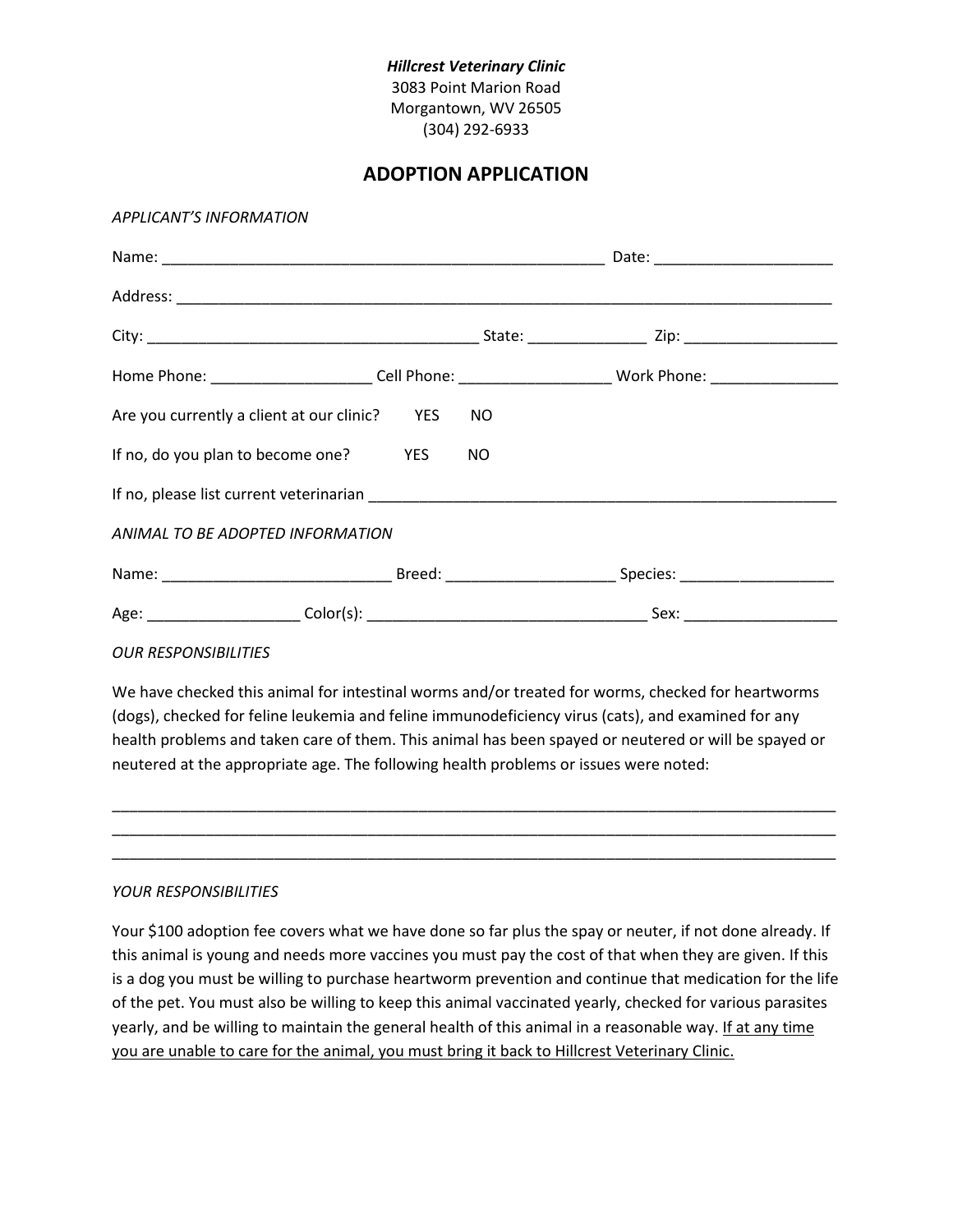*Hillcrest Veterinary Clinic*
3083 Point Marion Road
Morgantown, WV 26505
(304) 292-6933

# ADOPTION APPLICATION

*APPLICANT'S INFORMATION*

Name: _____________________________________________________ Date: ____________________

Address: ________________________________________________________________________________

City: _______________________________________ State: _____________ Zip: _________________

Home Phone: __________________ Cell Phone: _________________ Work Phone: _______________

Are you currently a client at our clinic? YES NO

If no, do you plan to become one? YES NO

If no, please list current veterinarian ________________________________________________________

*ANIMAL TO BE ADOPTED INFORMATION*

Name: ___________________________ Breed: ___________________ Species: __________________

Age: _________________ Color(s): ________________________________ Sex: __________________

*OUR RESPONSIBILITIES*

We have checked this animal for intestinal worms and/or treated for worms, checked for heartworms (dogs), checked for feline leukemia and feline immunodeficiency virus (cats), and examined for any health problems and taken care of them. This animal has been spayed or neutered or will be spayed or neutered at the appropriate age. The following health problems or issues were noted:

_____________________________________________________________________________________________
_____________________________________________________________________________________________
_____________________________________________________________________________________________

*YOUR RESPONSIBILITIES*

Your $100 adoption fee covers what we have done so far plus the spay or neuter, if not done already. If this animal is young and needs more vaccines you must pay the cost of that when they are given. If this is a dog you must be willing to purchase heartworm prevention and continue that medication for the life of the pet. You must also be willing to keep this animal vaccinated yearly, checked for various parasites yearly, and be willing to maintain the general health of this animal in a reasonable way. <u>If at any time you are unable to care for the animal, you must bring it back to Hillcrest Veterinary Clinic.</u>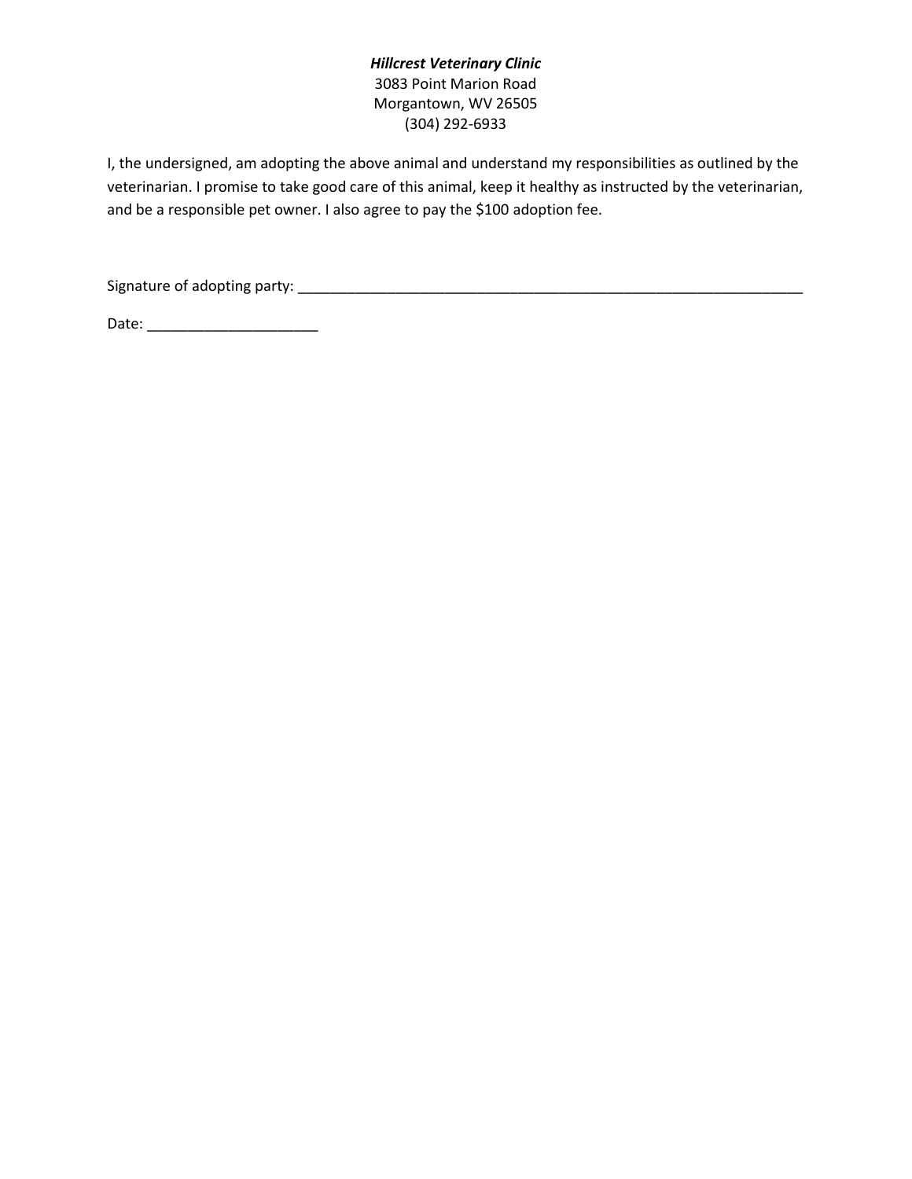***Hillcrest Veterinary Clinic***
3083 Point Marion Road
Morgantown, WV 26505
(304) 292-6933

I, the undersigned, am adopting the above animal and understand my responsibilities as outlined by the veterinarian. I promise to take good care of this animal, keep it healthy as instructed by the veterinarian, and be a responsible pet owner. I also agree to pay the $100 adoption fee.

Signature of adopting party: _________________________________________________________________

Date: _____________________